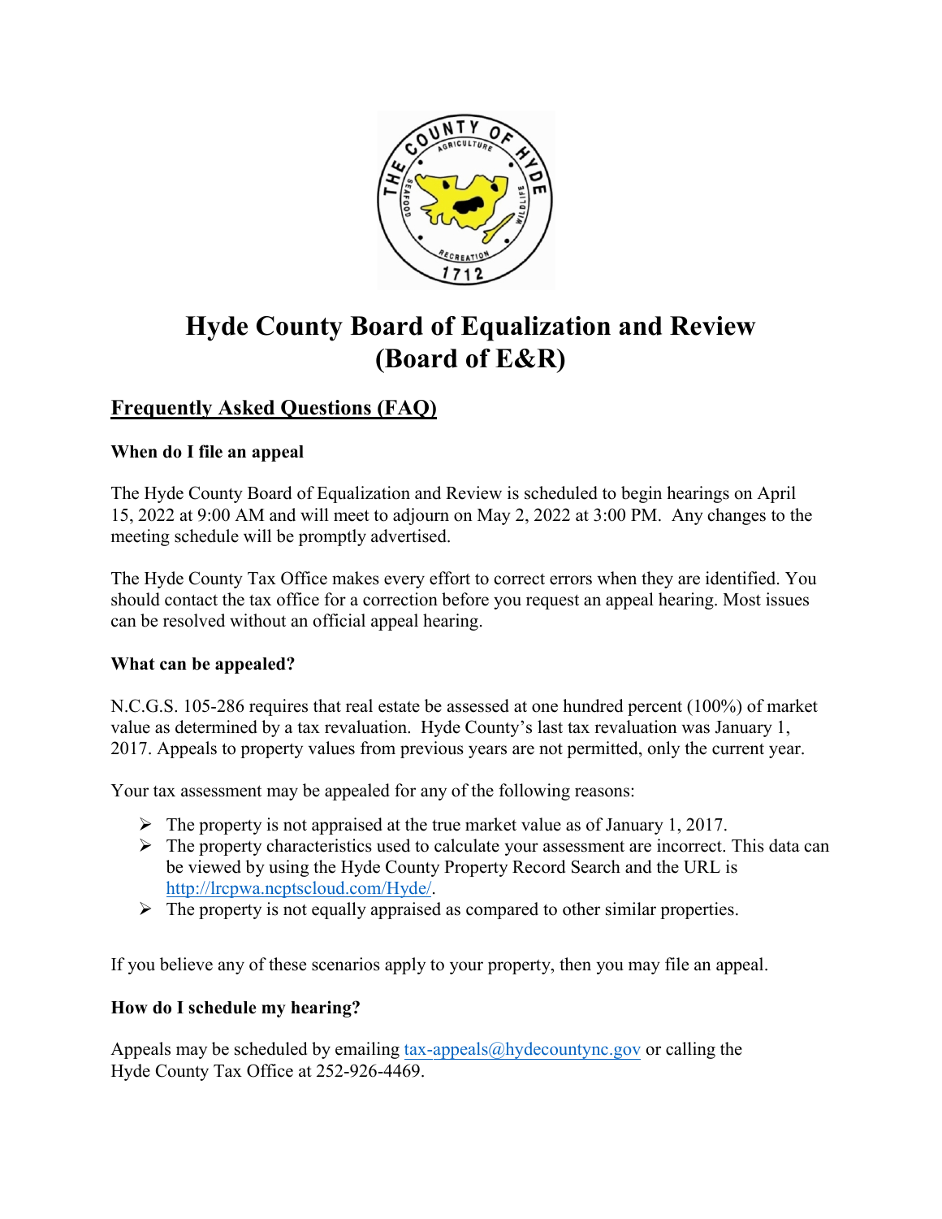# Hyde County Board of Equalization and Review (Board of E&R)

## Frequently Asked Questions (FAQ)

**When do I file an appeal**

The Hyde County Board of Equalization and Review is scheduled to begin hearings on April 15, 2022 at 9:00 AM and will meet to adjourn on May 2, 2022 at 3:00 PM. Any changes to the meeting schedule will be promptly advertised.

The Hyde County Tax Office makes every effort to correct errors when they are identified. You should contact the tax office for a correction before you request an appeal hearing. Most issues can be resolved without an official appeal hearing.

**What can be appealed?**

N.C.G.S. 105-286 requires that real estate be assessed at one hundred percent (100%) of market value as determined by a tax revaluation. Hyde County's last tax revaluation was January 1, 2017. Appeals to property values from previous years are not permitted, only the current year.

Your tax assessment may be appealed for any of the following reasons:

- The property is not appraised at the true market value as of January 1, 2017.
- The property characteristics used to calculate your assessment are incorrect. This data can be viewed by using the Hyde County Property Record Search and the URL is http://lrcpwa.ncptscloud.com/Hyde/.
- The property is not equally appraised as compared to other similar properties.

If you believe any of these scenarios apply to your property, then you may file an appeal.

**How do I schedule my hearing?**

Appeals may be scheduled by emailing tax-appeals@hydecountync.gov or calling the Hyde County Tax Office at 252-926-4469.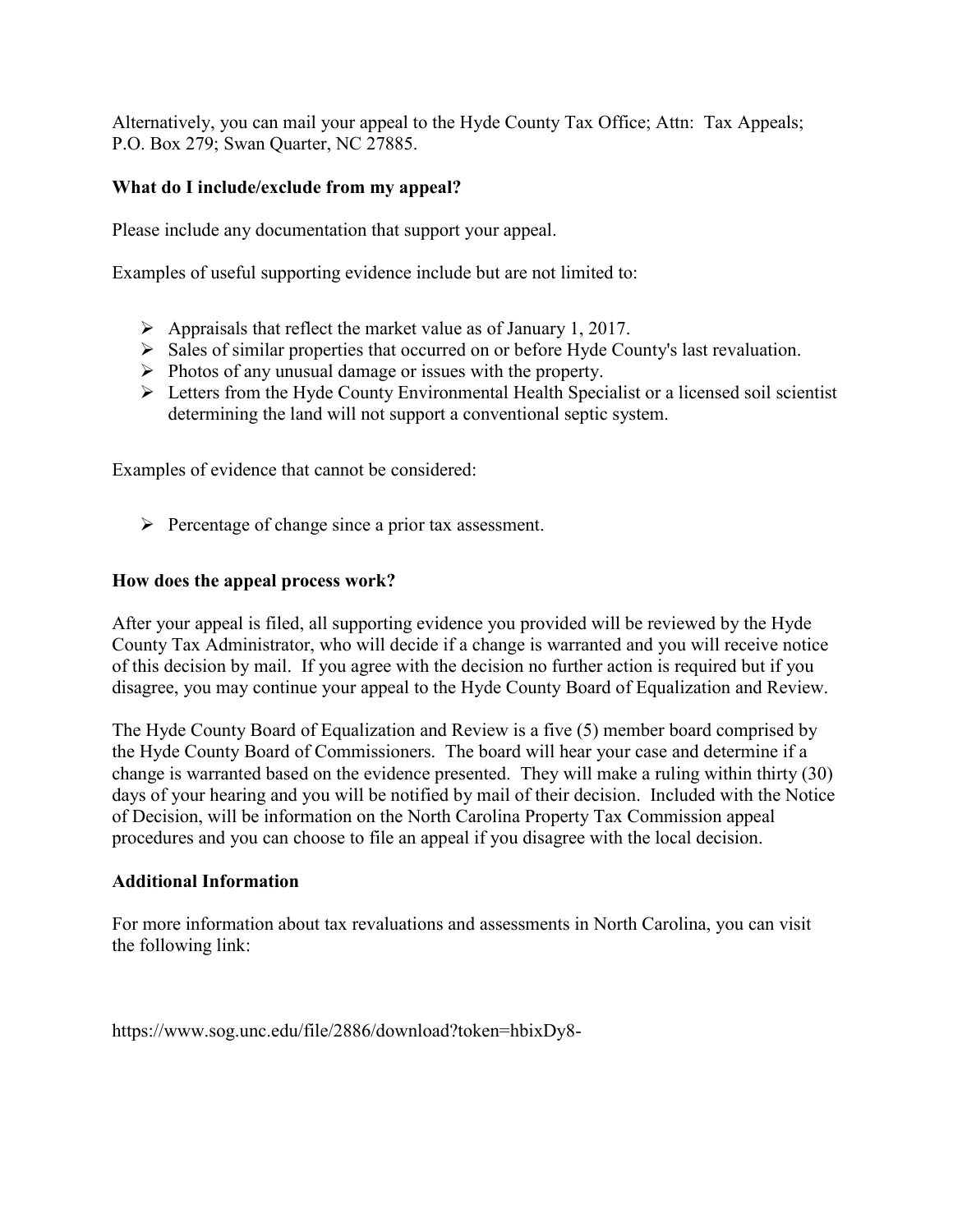Alternatively, you can mail your appeal to the Hyde County Tax Office; Attn: Tax Appeals; P.O. Box 279; Swan Quarter, NC 27885.

**What do I include/exclude from my appeal?**

Please include any documentation that support your appeal.

Examples of useful supporting evidence include but are not limited to:

- Appraisals that reflect the market value as of January 1, 2017.
- Sales of similar properties that occurred on or before Hyde County's last revaluation.
- Photos of any unusual damage or issues with the property.
- Letters from the Hyde County Environmental Health Specialist or a licensed soil scientist determining the land will not support a conventional septic system.

Examples of evidence that cannot be considered:

- Percentage of change since a prior tax assessment.

**How does the appeal process work?**

After your appeal is filed, all supporting evidence you provided will be reviewed by the Hyde County Tax Administrator, who will decide if a change is warranted and you will receive notice of this decision by mail. If you agree with the decision no further action is required but if you disagree, you may continue your appeal to the Hyde County Board of Equalization and Review.

The Hyde County Board of Equalization and Review is a five (5) member board comprised by the Hyde County Board of Commissioners. The board will hear your case and determine if a change is warranted based on the evidence presented. They will make a ruling within thirty (30) days of your hearing and you will be notified by mail of their decision. Included with the Notice of Decision, will be information on the North Carolina Property Tax Commission appeal procedures and you can choose to file an appeal if you disagree with the local decision.

**Additional Information**

For more information about tax revaluations and assessments in North Carolina, you can visit the following link:

https://www.sog.unc.edu/file/2886/download?token=hbixDy8-